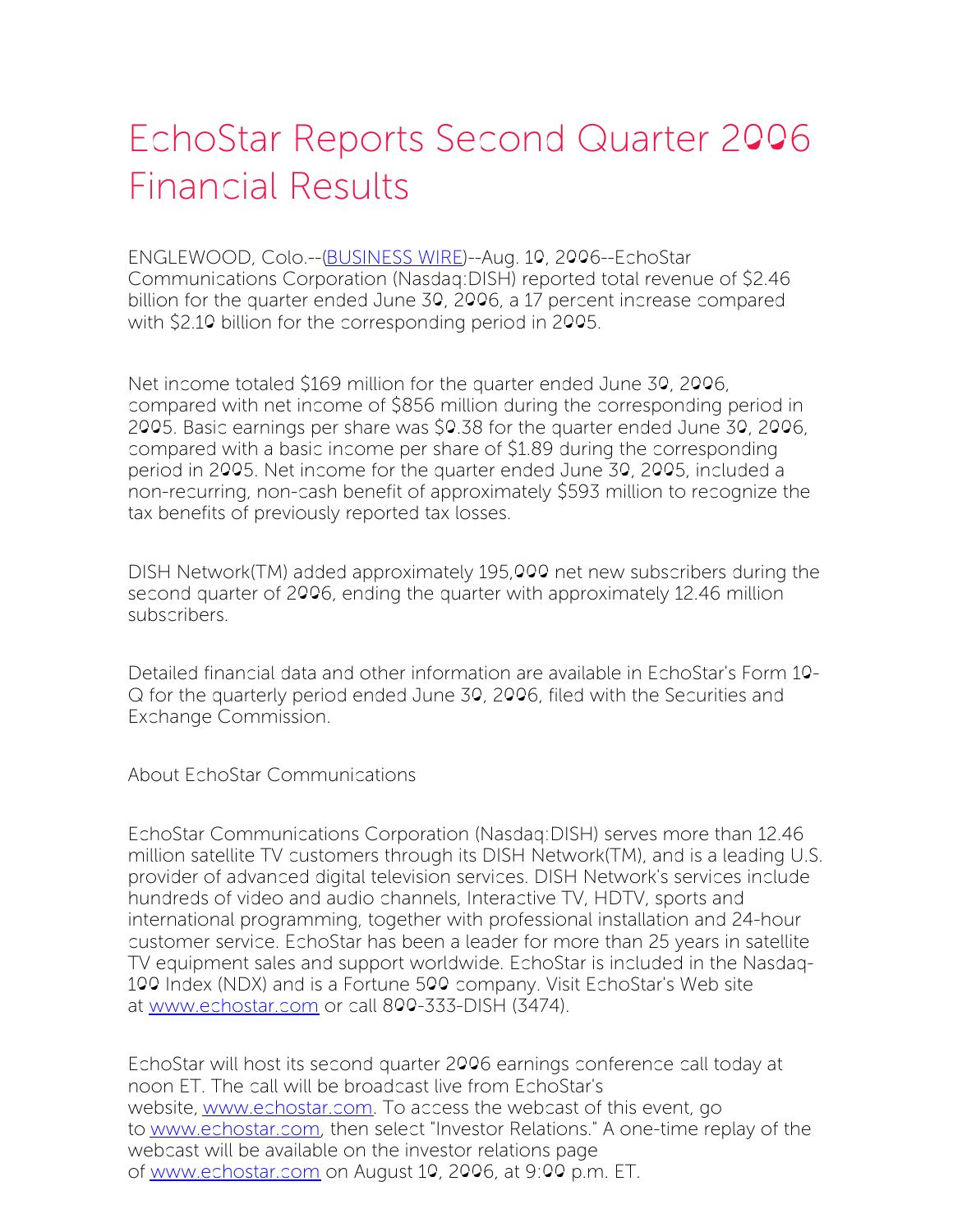# EchoStar Reports Second Quarter 2006 Financial Results

ENGLEWOOD, Colo.--(BUSINESS WIRE)--Aug. 10, 2006--EchoStar Communications Corporation (Nasdaq:DISH) reported total revenue of $2.46 billion for the quarter ended June 30, 2006, a 17 percent increase compared with $2.10 billion for the corresponding period in 2005.

Net income totaled $169 million for the quarter ended June 30, 2006, compared with net income of $856 million during the corresponding period in 2005. Basic earnings per share was $0.38 for the quarter ended June 30, 2006, compared with a basic income per share of $1.89 during the corresponding period in 2005. Net income for the quarter ended June 30, 2005, included a non-recurring, non-cash benefit of approximately $593 million to recognize the tax benefits of previously reported tax losses.

DISH Network(TM) added approximately 195,000 net new subscribers during the second quarter of 2006, ending the quarter with approximately 12.46 million subscribers.

Detailed financial data and other information are available in EchoStar's Form 10-Q for the quarterly period ended June 30, 2006, filed with the Securities and Exchange Commission.

About EchoStar Communications

EchoStar Communications Corporation (Nasdaq:DISH) serves more than 12.46 million satellite TV customers through its DISH Network(TM), and is a leading U.S. provider of advanced digital television services. DISH Network's services include hundreds of video and audio channels, Interactive TV, HDTV, sports and international programming, together with professional installation and 24-hour customer service. EchoStar has been a leader for more than 25 years in satellite TV equipment sales and support worldwide. EchoStar is included in the Nasdaq-100 Index (NDX) and is a Fortune 500 company. Visit EchoStar's Web site at www.echostar.com or call 800-333-DISH (3474).

EchoStar will host its second quarter 2006 earnings conference call today at noon ET. The call will be broadcast live from EchoStar's website, www.echostar.com. To access the webcast of this event, go to www.echostar.com, then select "Investor Relations." A one-time replay of the webcast will be available on the investor relations page of www.echostar.com on August 10, 2006, at 9:00 p.m. ET.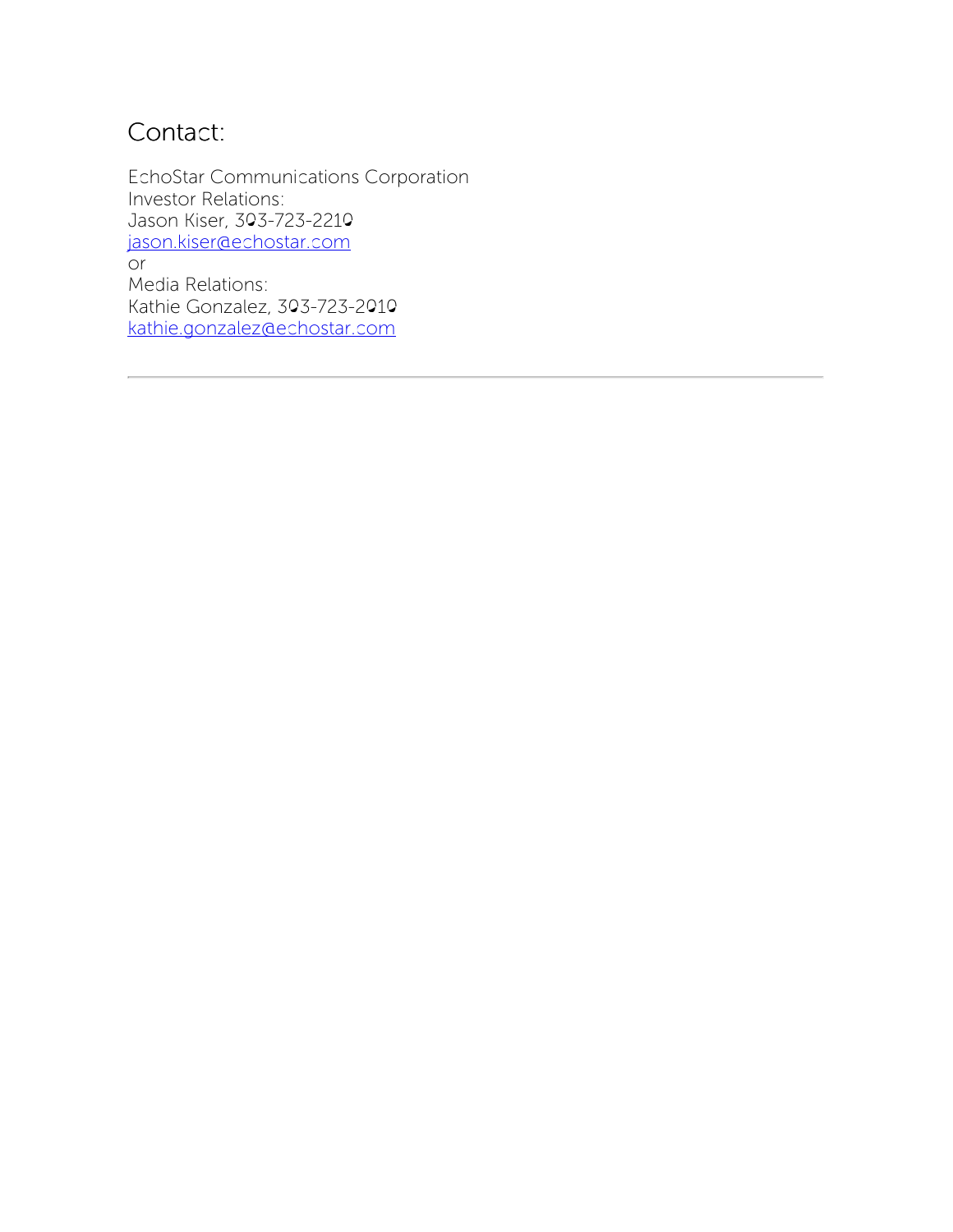## Contact:

EchoStar Communications Corporation
Investor Relations:
Jason Kiser, 303-723-2210
[jason.kiser@echostar.com](mailto:jason.kiser@echostar.com)
or
Media Relations:
Kathie Gonzalez, 303-723-2010
[kathie.gonzalez@echostar.com](mailto:kathie.gonzalez@echostar.com)

---